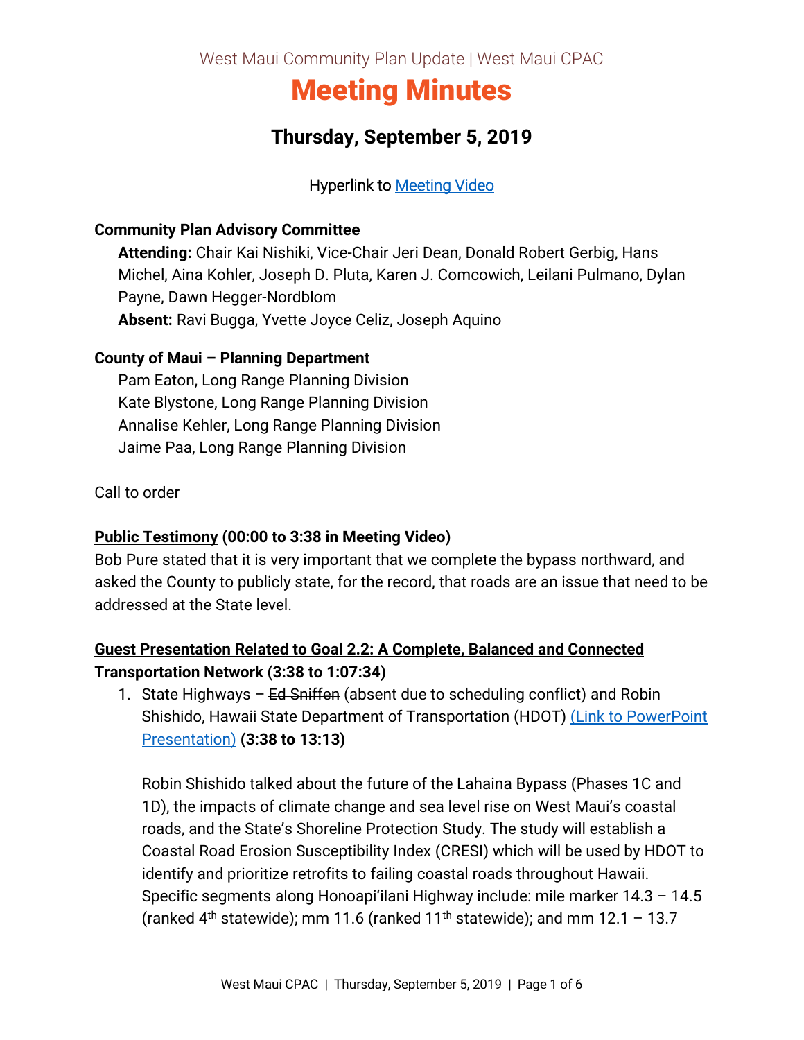West Maui Community Plan Update | West Maui CPAC

# Meeting Minutes

## Thursday, September 5, 2019

Hyperlink to [Meeting Video]()

**Community Plan Advisory Committee**

**Attending:** Chair Kai Nishiki, Vice-Chair Jeri Dean, Donald Robert Gerbig, Hans Michel, Aina Kohler, Joseph D. Pluta, Karen J. Comcowich, Leilani Pulmano, Dylan Payne, Dawn Hegger-Nordblom
**Absent:** Ravi Bugga, Yvette Joyce Celiz, Joseph Aquino

**County of Maui – Planning Department**

Pam Eaton, Long Range Planning Division
Kate Blystone, Long Range Planning Division
Annalise Kehler, Long Range Planning Division
Jaime Paa, Long Range Planning Division

Call to order

**Public Testimony (00:00 to 3:38 in Meeting Video)**

Bob Pure stated that it is very important that we complete the bypass northward, and asked the County to publicly state, for the record, that roads are an issue that need to be addressed at the State level.

**Guest Presentation Related to Goal 2.2: A Complete, Balanced and Connected Transportation Network (3:38 to 1:07:34)**

1. State Highways – ~~Ed Sniffen~~ (absent due to scheduling conflict) and Robin Shishido, Hawaii State Department of Transportation (HDOT) [(Link to PowerPoint Presentation)]() **(3:38 to 13:13)**

   Robin Shishido talked about the future of the Lahaina Bypass (Phases 1C and 1D), the impacts of climate change and sea level rise on West Maui's coastal roads, and the State's Shoreline Protection Study. The study will establish a Coastal Road Erosion Susceptibility Index (CRESI) which will be used by HDOT to identify and prioritize retrofits to failing coastal roads throughout Hawaii. Specific segments along Honoapiʻilani Highway include: mile marker 14.3 – 14.5 (ranked 4th statewide); mm 11.6 (ranked 11th statewide); and mm 12.1 – 13.7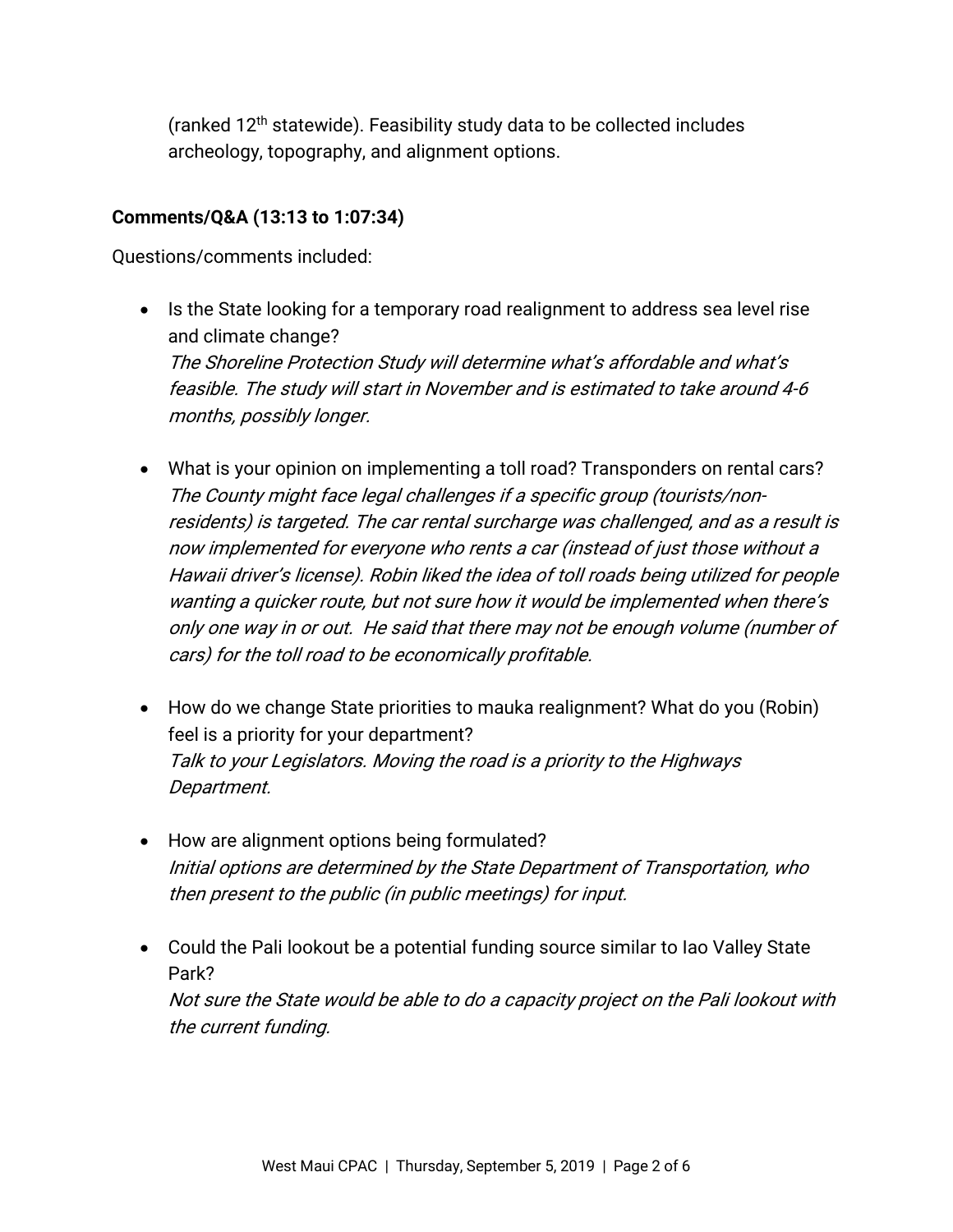(ranked 12th statewide). Feasibility study data to be collected includes archeology, topography, and alignment options.

**Comments/Q&A (13:13 to 1:07:34)**

Questions/comments included:

- Is the State looking for a temporary road realignment to address sea level rise and climate change?
  *The Shoreline Protection Study will determine what's affordable and what's feasible. The study will start in November and is estimated to take around 4-6 months, possibly longer.*

- What is your opinion on implementing a toll road? Transponders on rental cars?
  *The County might face legal challenges if a specific group (tourists/non-residents) is targeted. The car rental surcharge was challenged, and as a result is now implemented for everyone who rents a car (instead of just those without a Hawaii driver's license). Robin liked the idea of toll roads being utilized for people wanting a quicker route, but not sure how it would be implemented when there's only one way in or out. He said that there may not be enough volume (number of cars) for the toll road to be economically profitable.*

- How do we change State priorities to mauka realignment? What do you (Robin) feel is a priority for your department?
  *Talk to your Legislators. Moving the road is a priority to the Highways Department.*

- How are alignment options being formulated?
  *Initial options are determined by the State Department of Transportation, who then present to the public (in public meetings) for input.*

- Could the Pali lookout be a potential funding source similar to Iao Valley State Park?
  *Not sure the State would be able to do a capacity project on the Pali lookout with the current funding.*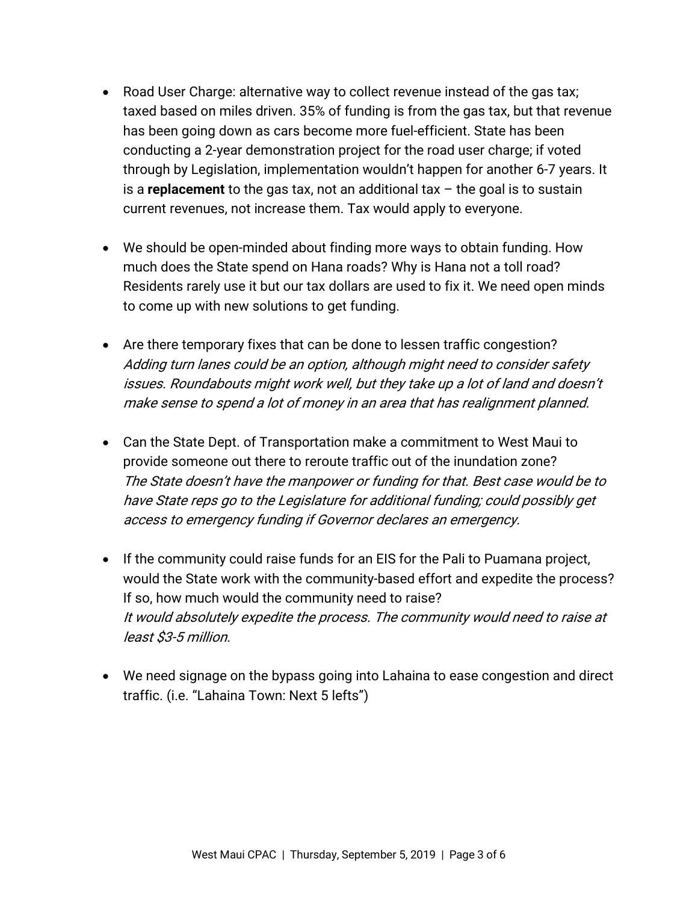- Road User Charge: alternative way to collect revenue instead of the gas tax; taxed based on miles driven. 35% of funding is from the gas tax, but that revenue has been going down as cars become more fuel-efficient. State has been conducting a 2-year demonstration project for the road user charge; if voted through by Legislation, implementation wouldn't happen for another 6-7 years. It is a **replacement** to the gas tax, not an additional tax – the goal is to sustain current revenues, not increase them. Tax would apply to everyone.

- We should be open-minded about finding more ways to obtain funding. How much does the State spend on Hana roads? Why is Hana not a toll road? Residents rarely use it but our tax dollars are used to fix it. We need open minds to come up with new solutions to get funding.

- Are there temporary fixes that can be done to lessen traffic congestion?
  *Adding turn lanes could be an option, although might need to consider safety issues. Roundabouts might work well, but they take up a lot of land and doesn't make sense to spend a lot of money in an area that has realignment planned.*

- Can the State Dept. of Transportation make a commitment to West Maui to provide someone out there to reroute traffic out of the inundation zone?
  *The State doesn't have the manpower or funding for that. Best case would be to have State reps go to the Legislature for additional funding; could possibly get access to emergency funding if Governor declares an emergency.*

- If the community could raise funds for an EIS for the Pali to Puamana project, would the State work with the community-based effort and expedite the process? If so, how much would the community need to raise?
  *It would absolutely expedite the process. The community would need to raise at least $3-5 million.*

- We need signage on the bypass going into Lahaina to ease congestion and direct traffic. (i.e. "Lahaina Town: Next 5 lefts")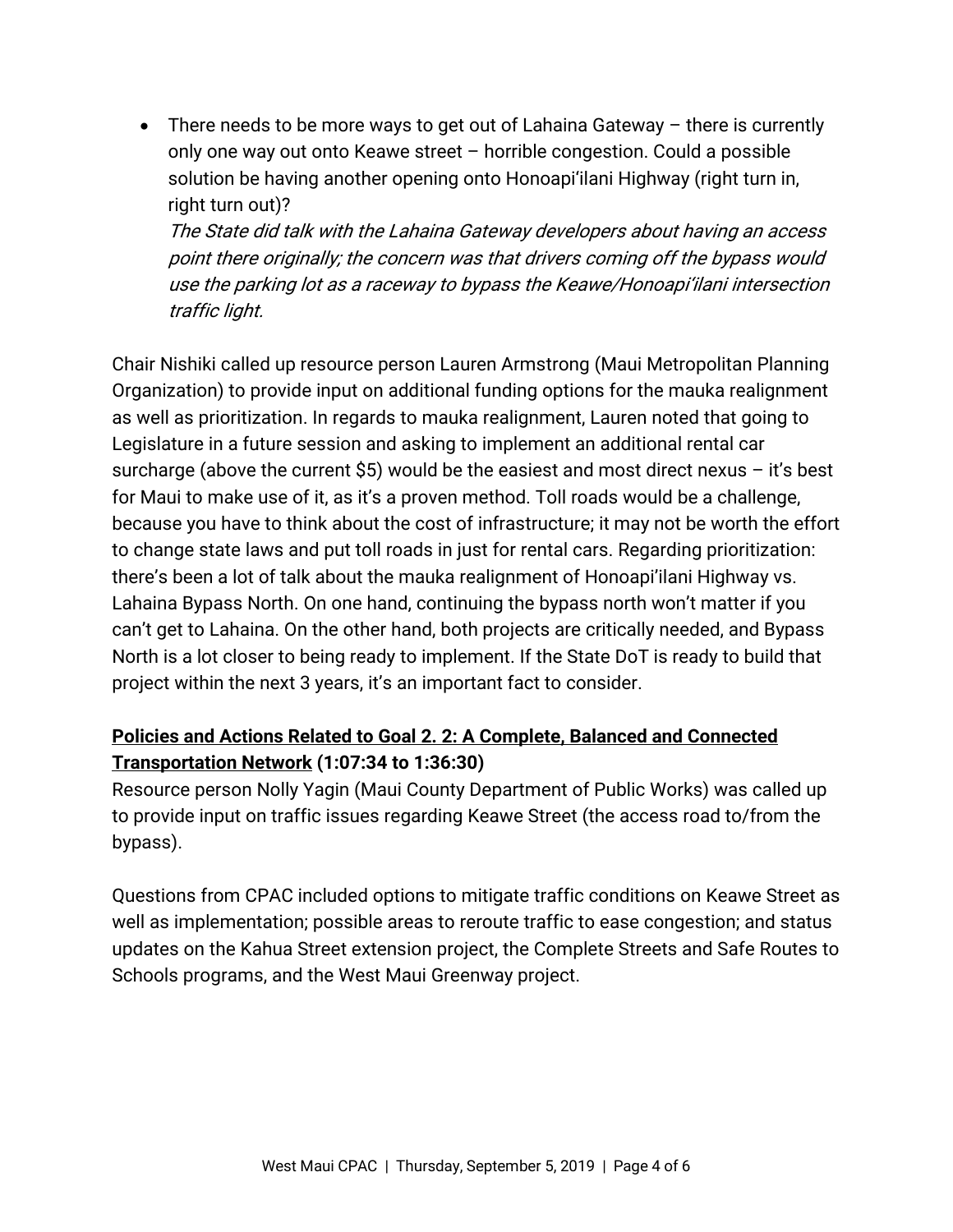- There needs to be more ways to get out of Lahaina Gateway – there is currently only one way out onto Keawe street – horrible congestion. Could a possible solution be having another opening onto Honoapi'ilani Highway (right turn in, right turn out)?
  *The State did talk with the Lahaina Gateway developers about having an access point there originally; the concern was that drivers coming off the bypass would use the parking lot as a raceway to bypass the Keawe/Honoapi'ilani intersection traffic light.*

Chair Nishiki called up resource person Lauren Armstrong (Maui Metropolitan Planning Organization) to provide input on additional funding options for the mauka realignment as well as prioritization. In regards to mauka realignment, Lauren noted that going to Legislature in a future session and asking to implement an additional rental car surcharge (above the current $5) would be the easiest and most direct nexus – it's best for Maui to make use of it, as it's a proven method. Toll roads would be a challenge, because you have to think about the cost of infrastructure; it may not be worth the effort to change state laws and put toll roads in just for rental cars. Regarding prioritization: there's been a lot of talk about the mauka realignment of Honoapi'ilani Highway vs. Lahaina Bypass North. On one hand, continuing the bypass north won't matter if you can't get to Lahaina. On the other hand, both projects are critically needed, and Bypass North is a lot closer to being ready to implement. If the State DoT is ready to build that project within the next 3 years, it's an important fact to consider.

**Policies and Actions Related to Goal 2. 2: A Complete, Balanced and Connected Transportation Network (1:07:34 to 1:36:30)**

Resource person Nolly Yagin (Maui County Department of Public Works) was called up to provide input on traffic issues regarding Keawe Street (the access road to/from the bypass).

Questions from CPAC included options to mitigate traffic conditions on Keawe Street as well as implementation; possible areas to reroute traffic to ease congestion; and status updates on the Kahua Street extension project, the Complete Streets and Safe Routes to Schools programs, and the West Maui Greenway project.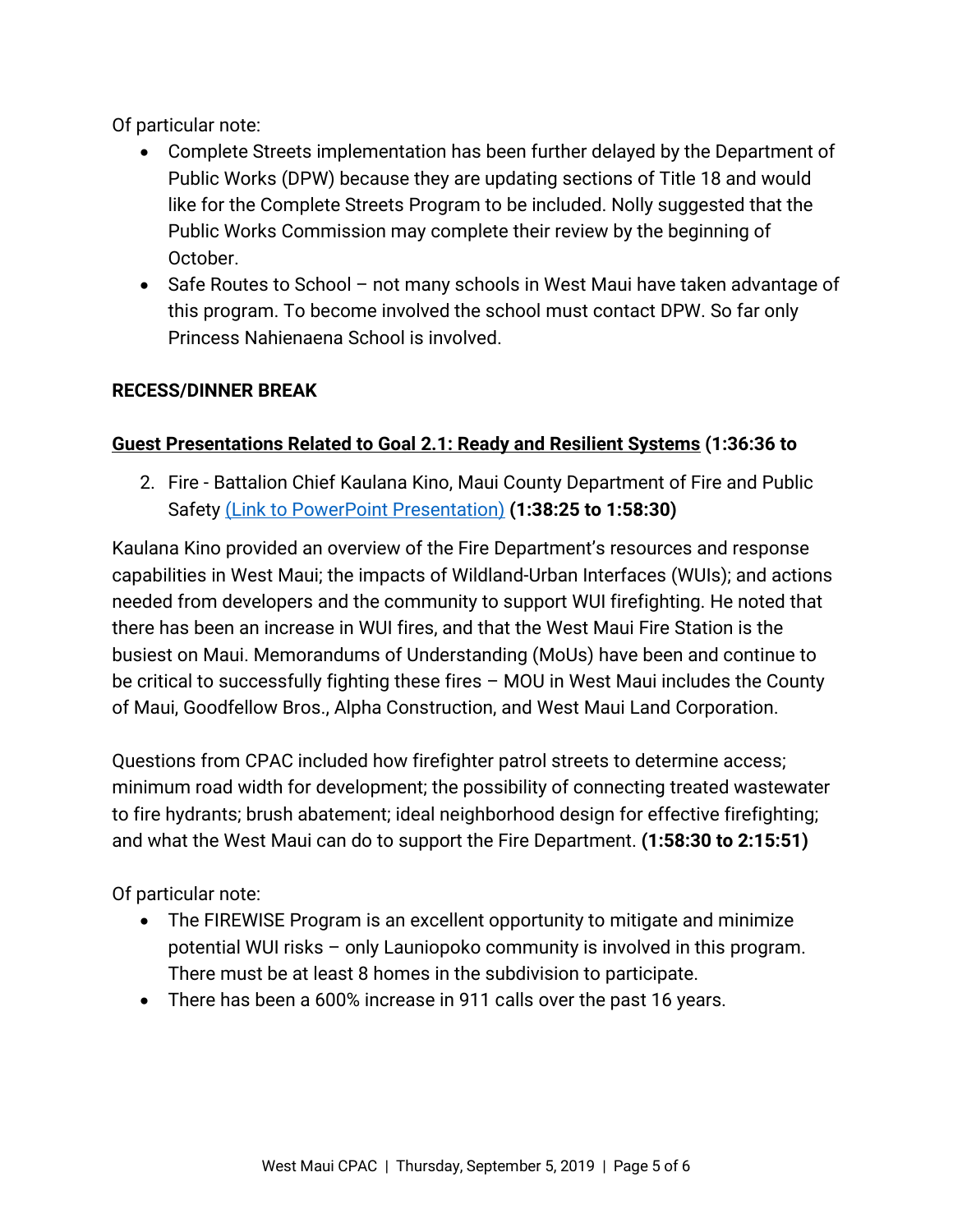Of particular note:

- Complete Streets implementation has been further delayed by the Department of Public Works (DPW) because they are updating sections of Title 18 and would like for the Complete Streets Program to be included. Nolly suggested that the Public Works Commission may complete their review by the beginning of October.
- Safe Routes to School – not many schools in West Maui have taken advantage of this program. To become involved the school must contact DPW. So far only Princess Nahienaena School is involved.

**RECESS/DINNER BREAK**

**<u>Guest Presentations Related to Goal 2.1: Ready and Resilient Systems</u> (1:36:36 to**

2. Fire - Battalion Chief Kaulana Kino, Maui County Department of Fire and Public Safety [(Link to PowerPoint Presentation)] **(1:38:25 to 1:58:30)**

Kaulana Kino provided an overview of the Fire Department's resources and response capabilities in West Maui; the impacts of Wildland-Urban Interfaces (WUIs); and actions needed from developers and the community to support WUI firefighting. He noted that there has been an increase in WUI fires, and that the West Maui Fire Station is the busiest on Maui. Memorandums of Understanding (MoUs) have been and continue to be critical to successfully fighting these fires – MOU in West Maui includes the County of Maui, Goodfellow Bros., Alpha Construction, and West Maui Land Corporation.

Questions from CPAC included how firefighter patrol streets to determine access; minimum road width for development; the possibility of connecting treated wastewater to fire hydrants; brush abatement; ideal neighborhood design for effective firefighting; and what the West Maui can do to support the Fire Department. **(1:58:30 to 2:15:51)**

Of particular note:

- The FIREWISE Program is an excellent opportunity to mitigate and minimize potential WUI risks – only Launiopoko community is involved in this program. There must be at least 8 homes in the subdivision to participate.
- There has been a 600% increase in 911 calls over the past 16 years.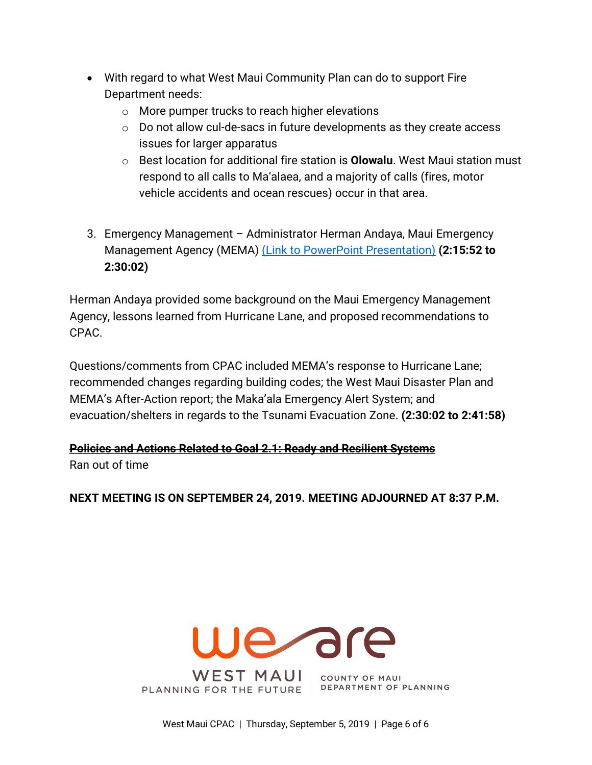- With regard to what West Maui Community Plan can do to support Fire Department needs:
  - More pumper trucks to reach higher elevations
  - Do not allow cul-de-sacs in future developments as they create access issues for larger apparatus
  - Best location for additional fire station is **Olowalu**. West Maui station must respond to all calls to Ma'alaea, and a majority of calls (fires, motor vehicle accidents and ocean rescues) occur in that area.

3. Emergency Management – Administrator Herman Andaya, Maui Emergency Management Agency (MEMA) (Link to PowerPoint Presentation) **(2:15:52 to 2:30:02)**

Herman Andaya provided some background on the Maui Emergency Management Agency, lessons learned from Hurricane Lane, and proposed recommendations to CPAC.

Questions/comments from CPAC included MEMA's response to Hurricane Lane; recommended changes regarding building codes; the West Maui Disaster Plan and MEMA's After-Action report; the Maka'ala Emergency Alert System; and evacuation/shelters in regards to the Tsunami Evacuation Zone. **(2:30:02 to 2:41:58)**

~~**Policies and Actions Related to Goal 2.1: Ready and Resilient Systems**~~
Ran out of time

**NEXT MEETING IS ON SEPTEMBER 24, 2019. MEETING ADJOURNED AT 8:37 P.M.**

we are WEST MAUI
PLANNING FOR THE FUTURE
COUNTY OF MAUI
DEPARTMENT OF PLANNING